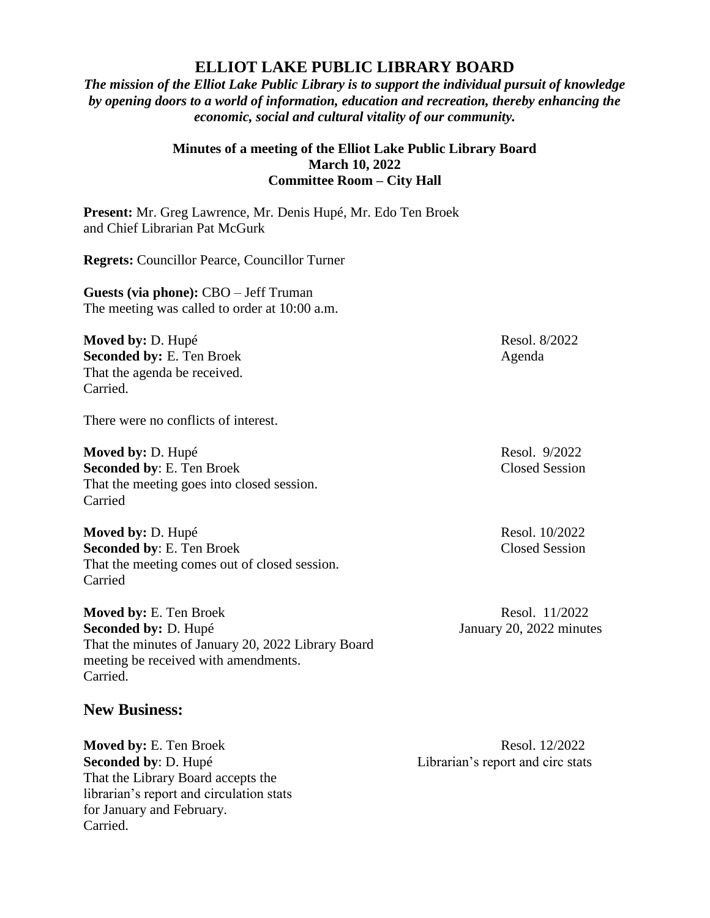# ELLIOT LAKE PUBLIC LIBRARY BOARD

***The mission of the Elliot Lake Public Library is to support the individual pursuit of knowledge by opening doors to a world of information, education and recreation, thereby enhancing the economic, social and cultural vitality of our community.***

**Minutes of a meeting of the Elliot Lake Public Library Board**
**March 10, 2022**
**Committee Room – City Hall**

**Present:** Mr. Greg Lawrence, Mr. Denis Hupé, Mr. Edo Ten Broek and Chief Librarian Pat McGurk

**Regrets:** Councillor Pearce, Councillor Turner

**Guests (via phone):** CBO – Jeff Truman
The meeting was called to order at 10:00 a.m.

**Moved by:** D. Hupé — Resol. 8/2022
**Seconded by:** E. Ten Broek — Agenda
That the agenda be received.
Carried.

There were no conflicts of interest.

**Moved by:** D. Hupé — Resol. 9/2022
**Seconded by**: E. Ten Broek — Closed Session
That the meeting goes into closed session.
Carried

**Moved by:** D. Hupé — Resol. 10/2022
**Seconded by**: E. Ten Broek — Closed Session
That the meeting comes out of closed session.
Carried

**Moved by:** E. Ten Broek — Resol. 11/2022
**Seconded by:** D. Hupé — January 20, 2022 minutes
That the minutes of January 20, 2022 Library Board meeting be received with amendments.
Carried.

## New Business:

**Moved by:** E. Ten Broek — Resol. 12/2022
**Seconded by**: D. Hupé — Librarian's report and circ stats
That the Library Board accepts the librarian's report and circulation stats for January and February.
Carried.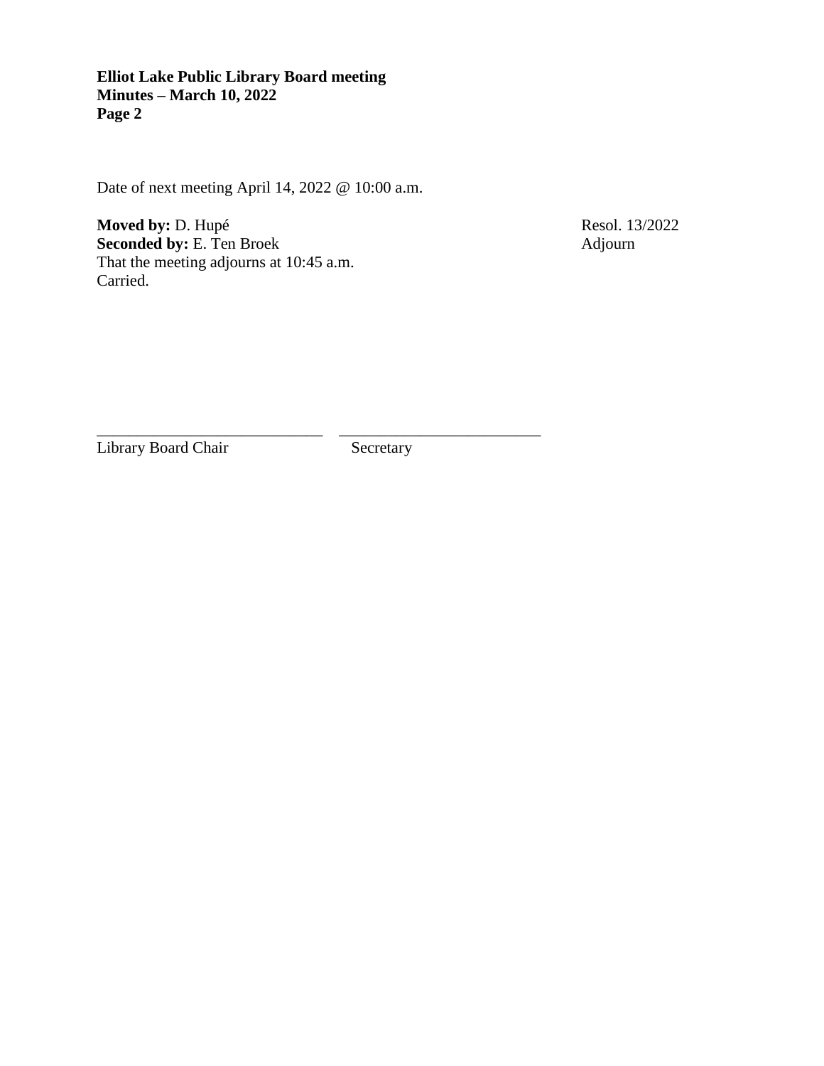Date of next meeting April 14, 2022 @ 10:00 a.m.

**Moved by:** D. Hupé
**Seconded by:** E. Ten Broek
That the meeting adjourns at 10:45 a.m.
Carried.

Resol. 13/2022
Adjourn

\_\_\_\_\_\_\_\_\_\_\_\_\_\_\_\_\_\_\_\_\_\_\_\_\_\_\_\_ \_\_\_\_\_\_\_\_\_\_\_\_\_\_\_\_\_\_\_\_\_\_\_\_\_\_\_\_

Library Board Chair Secretary